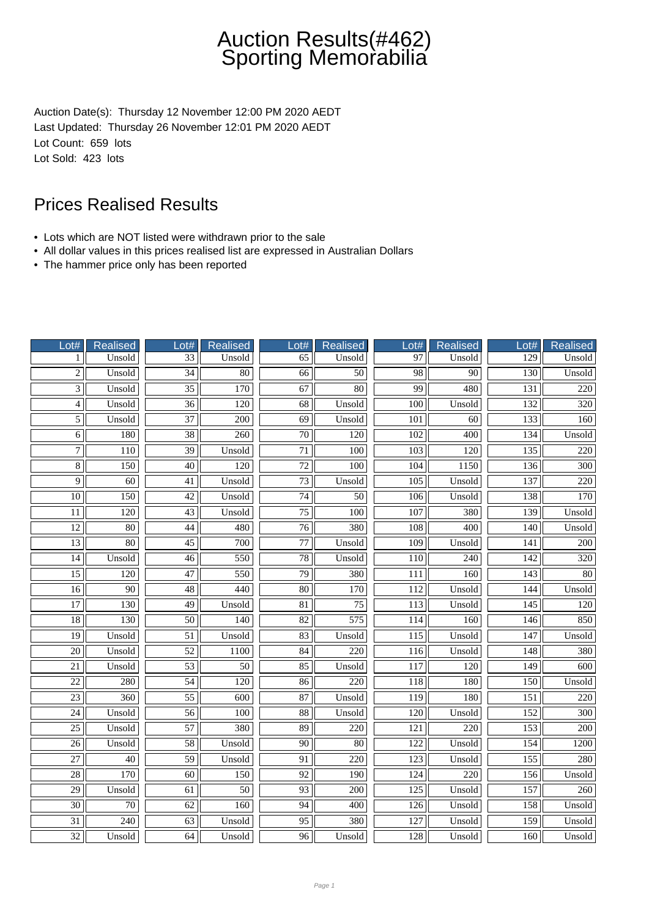# Auction Results(#462)
# Sporting Memorabilia

Auction Date(s): Thursday 12 November 12:00 PM 2020 AEDT
Last Updated: Thursday 26 November 12:01 PM 2020 AEDT
Lot Count: 659 lots
Lot Sold: 423 lots

## Prices Realised Results

- Lots which are NOT listed were withdrawn prior to the sale
- All dollar values in this prices realised list are expressed in Australian Dollars
- The hammer price only has been reported

| Lot# | Realised | Lot# | Realised | Lot# | Realised | Lot# | Realised | Lot# | Realised |
|---|---|---|---|---|---|---|---|---|---|
| 1 | Unsold | 33 | Unsold | 65 | Unsold | 97 | Unsold | 129 | Unsold |
| 2 | Unsold | 34 | 80 | 66 | 50 | 98 | 90 | 130 | Unsold |
| 3 | Unsold | 35 | 170 | 67 | 80 | 99 | 480 | 131 | 220 |
| 4 | Unsold | 36 | 120 | 68 | Unsold | 100 | Unsold | 132 | 320 |
| 5 | Unsold | 37 | 200 | 69 | Unsold | 101 | 60 | 133 | 160 |
| 6 | 180 | 38 | 260 | 70 | 120 | 102 | 400 | 134 | Unsold |
| 7 | 110 | 39 | Unsold | 71 | 100 | 103 | 120 | 135 | 220 |
| 8 | 150 | 40 | 120 | 72 | 100 | 104 | 1150 | 136 | 300 |
| 9 | 60 | 41 | Unsold | 73 | Unsold | 105 | Unsold | 137 | 220 |
| 10 | 150 | 42 | Unsold | 74 | 50 | 106 | Unsold | 138 | 170 |
| 11 | 120 | 43 | Unsold | 75 | 100 | 107 | 380 | 139 | Unsold |
| 12 | 80 | 44 | 480 | 76 | 380 | 108 | 400 | 140 | Unsold |
| 13 | 80 | 45 | 700 | 77 | Unsold | 109 | Unsold | 141 | 200 |
| 14 | Unsold | 46 | 550 | 78 | Unsold | 110 | 240 | 142 | 320 |
| 15 | 120 | 47 | 550 | 79 | 380 | 111 | 160 | 143 | 80 |
| 16 | 90 | 48 | 440 | 80 | 170 | 112 | Unsold | 144 | Unsold |
| 17 | 130 | 49 | Unsold | 81 | 75 | 113 | Unsold | 145 | 120 |
| 18 | 130 | 50 | 140 | 82 | 575 | 114 | 160 | 146 | 850 |
| 19 | Unsold | 51 | Unsold | 83 | Unsold | 115 | Unsold | 147 | Unsold |
| 20 | Unsold | 52 | 1100 | 84 | 220 | 116 | Unsold | 148 | 380 |
| 21 | Unsold | 53 | 50 | 85 | Unsold | 117 | 120 | 149 | 600 |
| 22 | 280 | 54 | 120 | 86 | 220 | 118 | 180 | 150 | Unsold |
| 23 | 360 | 55 | 600 | 87 | Unsold | 119 | 180 | 151 | 220 |
| 24 | Unsold | 56 | 100 | 88 | Unsold | 120 | Unsold | 152 | 300 |
| 25 | Unsold | 57 | 380 | 89 | 220 | 121 | 220 | 153 | 200 |
| 26 | Unsold | 58 | Unsold | 90 | 80 | 122 | Unsold | 154 | 1200 |
| 27 | 40 | 59 | Unsold | 91 | 220 | 123 | Unsold | 155 | 280 |
| 28 | 170 | 60 | 150 | 92 | 190 | 124 | 220 | 156 | Unsold |
| 29 | Unsold | 61 | 50 | 93 | 200 | 125 | Unsold | 157 | 260 |
| 30 | 70 | 62 | 160 | 94 | 400 | 126 | Unsold | 158 | Unsold |
| 31 | 240 | 63 | Unsold | 95 | 380 | 127 | Unsold | 159 | Unsold |
| 32 | Unsold | 64 | Unsold | 96 | Unsold | 128 | Unsold | 160 | Unsold |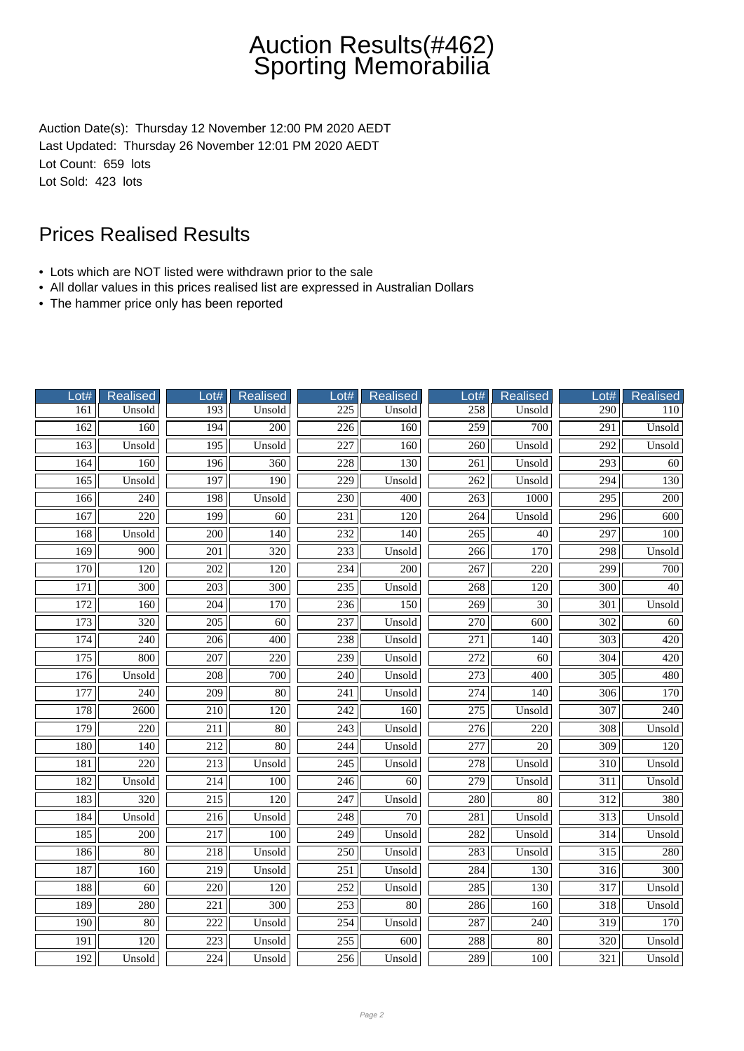# Auction Results(#462)
# Sporting Memorabilia

Auction Date(s): Thursday 12 November 12:00 PM 2020 AEDT
Last Updated: Thursday 26 November 12:01 PM 2020 AEDT
Lot Count: 659 lots
Lot Sold: 423 lots

## Prices Realised Results

- Lots which are NOT listed were withdrawn prior to the sale
- All dollar values in this prices realised list are expressed in Australian Dollars
- The hammer price only has been reported

| Lot# | Realised | Lot# | Realised | Lot# | Realised | Lot# | Realised | Lot# | Realised |
|---|---|---|---|---|---|---|---|---|---|
| 161 | Unsold | 193 | Unsold | 225 | Unsold | 258 | Unsold | 290 | 110 |
| 162 | 160 | 194 | 200 | 226 | 160 | 259 | 700 | 291 | Unsold |
| 163 | Unsold | 195 | Unsold | 227 | 160 | 260 | Unsold | 292 | Unsold |
| 164 | 160 | 196 | 360 | 228 | 130 | 261 | Unsold | 293 | 60 |
| 165 | Unsold | 197 | 190 | 229 | Unsold | 262 | Unsold | 294 | 130 |
| 166 | 240 | 198 | Unsold | 230 | 400 | 263 | 1000 | 295 | 200 |
| 167 | 220 | 199 | 60 | 231 | 120 | 264 | Unsold | 296 | 600 |
| 168 | Unsold | 200 | 140 | 232 | 140 | 265 | 40 | 297 | 100 |
| 169 | 900 | 201 | 320 | 233 | Unsold | 266 | 170 | 298 | Unsold |
| 170 | 120 | 202 | 120 | 234 | 200 | 267 | 220 | 299 | 700 |
| 171 | 300 | 203 | 300 | 235 | Unsold | 268 | 120 | 300 | 40 |
| 172 | 160 | 204 | 170 | 236 | 150 | 269 | 30 | 301 | Unsold |
| 173 | 320 | 205 | 60 | 237 | Unsold | 270 | 600 | 302 | 60 |
| 174 | 240 | 206 | 400 | 238 | Unsold | 271 | 140 | 303 | 420 |
| 175 | 800 | 207 | 220 | 239 | Unsold | 272 | 60 | 304 | 420 |
| 176 | Unsold | 208 | 700 | 240 | Unsold | 273 | 400 | 305 | 480 |
| 177 | 240 | 209 | 80 | 241 | Unsold | 274 | 140 | 306 | 170 |
| 178 | 2600 | 210 | 120 | 242 | 160 | 275 | Unsold | 307 | 240 |
| 179 | 220 | 211 | 80 | 243 | Unsold | 276 | 220 | 308 | Unsold |
| 180 | 140 | 212 | 80 | 244 | Unsold | 277 | 20 | 309 | 120 |
| 181 | 220 | 213 | Unsold | 245 | Unsold | 278 | Unsold | 310 | Unsold |
| 182 | Unsold | 214 | 100 | 246 | 60 | 279 | Unsold | 311 | Unsold |
| 183 | 320 | 215 | 120 | 247 | Unsold | 280 | 80 | 312 | 380 |
| 184 | Unsold | 216 | Unsold | 248 | 70 | 281 | Unsold | 313 | Unsold |
| 185 | 200 | 217 | 100 | 249 | Unsold | 282 | Unsold | 314 | Unsold |
| 186 | 80 | 218 | Unsold | 250 | Unsold | 283 | Unsold | 315 | 280 |
| 187 | 160 | 219 | Unsold | 251 | Unsold | 284 | 130 | 316 | 300 |
| 188 | 60 | 220 | 120 | 252 | Unsold | 285 | 130 | 317 | Unsold |
| 189 | 280 | 221 | 300 | 253 | 80 | 286 | 160 | 318 | Unsold |
| 190 | 80 | 222 | Unsold | 254 | Unsold | 287 | 240 | 319 | 170 |
| 191 | 120 | 223 | Unsold | 255 | 600 | 288 | 80 | 320 | Unsold |
| 192 | Unsold | 224 | Unsold | 256 | Unsold | 289 | 100 | 321 | Unsold |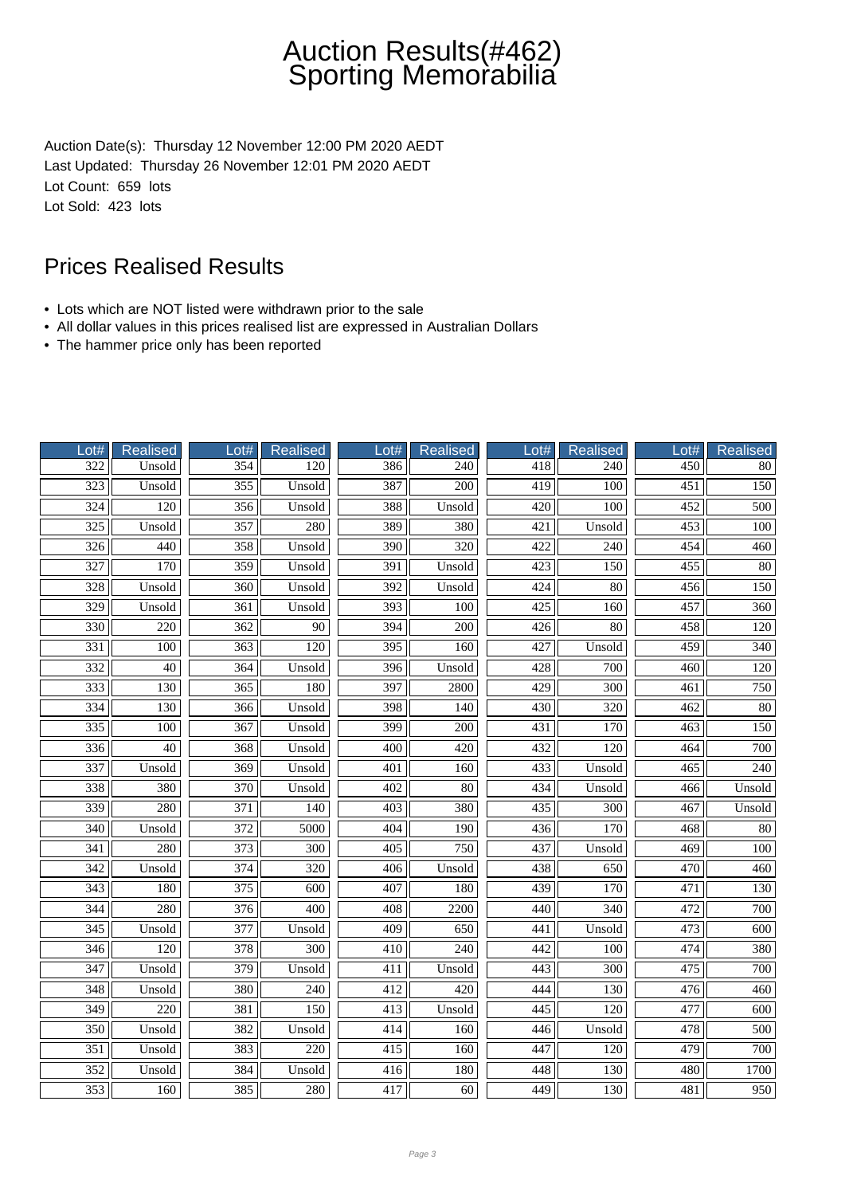# Auction Results(#462) Sporting Memorabilia

Auction Date(s): Thursday 12 November 12:00 PM 2020 AEDT
Last Updated: Thursday 26 November 12:01 PM 2020 AEDT
Lot Count: 659 lots
Lot Sold: 423 lots

## Prices Realised Results

- Lots which are NOT listed were withdrawn prior to the sale
- All dollar values in this prices realised list are expressed in Australian Dollars
- The hammer price only has been reported

| Lot# | Realised | Lot# | Realised | Lot# | Realised | Lot# | Realised | Lot# | Realised |
|---|---|---|---|---|---|---|---|---|---|
| 322 | Unsold | 354 | 120 | 386 | 240 | 418 | 240 | 450 | 80 |
| 323 | Unsold | 355 | Unsold | 387 | 200 | 419 | 100 | 451 | 150 |
| 324 | 120 | 356 | Unsold | 388 | Unsold | 420 | 100 | 452 | 500 |
| 325 | Unsold | 357 | 280 | 389 | 380 | 421 | Unsold | 453 | 100 |
| 326 | 440 | 358 | Unsold | 390 | 320 | 422 | 240 | 454 | 460 |
| 327 | 170 | 359 | Unsold | 391 | Unsold | 423 | 150 | 455 | 80 |
| 328 | Unsold | 360 | Unsold | 392 | Unsold | 424 | 80 | 456 | 150 |
| 329 | Unsold | 361 | Unsold | 393 | 100 | 425 | 160 | 457 | 360 |
| 330 | 220 | 362 | 90 | 394 | 200 | 426 | 80 | 458 | 120 |
| 331 | 100 | 363 | 120 | 395 | 160 | 427 | Unsold | 459 | 340 |
| 332 | 40 | 364 | Unsold | 396 | Unsold | 428 | 700 | 460 | 120 |
| 333 | 130 | 365 | 180 | 397 | 2800 | 429 | 300 | 461 | 750 |
| 334 | 130 | 366 | Unsold | 398 | 140 | 430 | 320 | 462 | 80 |
| 335 | 100 | 367 | Unsold | 399 | 200 | 431 | 170 | 463 | 150 |
| 336 | 40 | 368 | Unsold | 400 | 420 | 432 | 120 | 464 | 700 |
| 337 | Unsold | 369 | Unsold | 401 | 160 | 433 | Unsold | 465 | 240 |
| 338 | 380 | 370 | Unsold | 402 | 80 | 434 | Unsold | 466 | Unsold |
| 339 | 280 | 371 | 140 | 403 | 380 | 435 | 300 | 467 | Unsold |
| 340 | Unsold | 372 | 5000 | 404 | 190 | 436 | 170 | 468 | 80 |
| 341 | 280 | 373 | 300 | 405 | 750 | 437 | Unsold | 469 | 100 |
| 342 | Unsold | 374 | 320 | 406 | Unsold | 438 | 650 | 470 | 460 |
| 343 | 180 | 375 | 600 | 407 | 180 | 439 | 170 | 471 | 130 |
| 344 | 280 | 376 | 400 | 408 | 2200 | 440 | 340 | 472 | 700 |
| 345 | Unsold | 377 | Unsold | 409 | 650 | 441 | Unsold | 473 | 600 |
| 346 | 120 | 378 | 300 | 410 | 240 | 442 | 100 | 474 | 380 |
| 347 | Unsold | 379 | Unsold | 411 | Unsold | 443 | 300 | 475 | 700 |
| 348 | Unsold | 380 | 240 | 412 | 420 | 444 | 130 | 476 | 460 |
| 349 | 220 | 381 | 150 | 413 | Unsold | 445 | 120 | 477 | 600 |
| 350 | Unsold | 382 | Unsold | 414 | 160 | 446 | Unsold | 478 | 500 |
| 351 | Unsold | 383 | 220 | 415 | 160 | 447 | 120 | 479 | 700 |
| 352 | Unsold | 384 | Unsold | 416 | 180 | 448 | 130 | 480 | 1700 |
| 353 | 160 | 385 | 280 | 417 | 60 | 449 | 130 | 481 | 950 |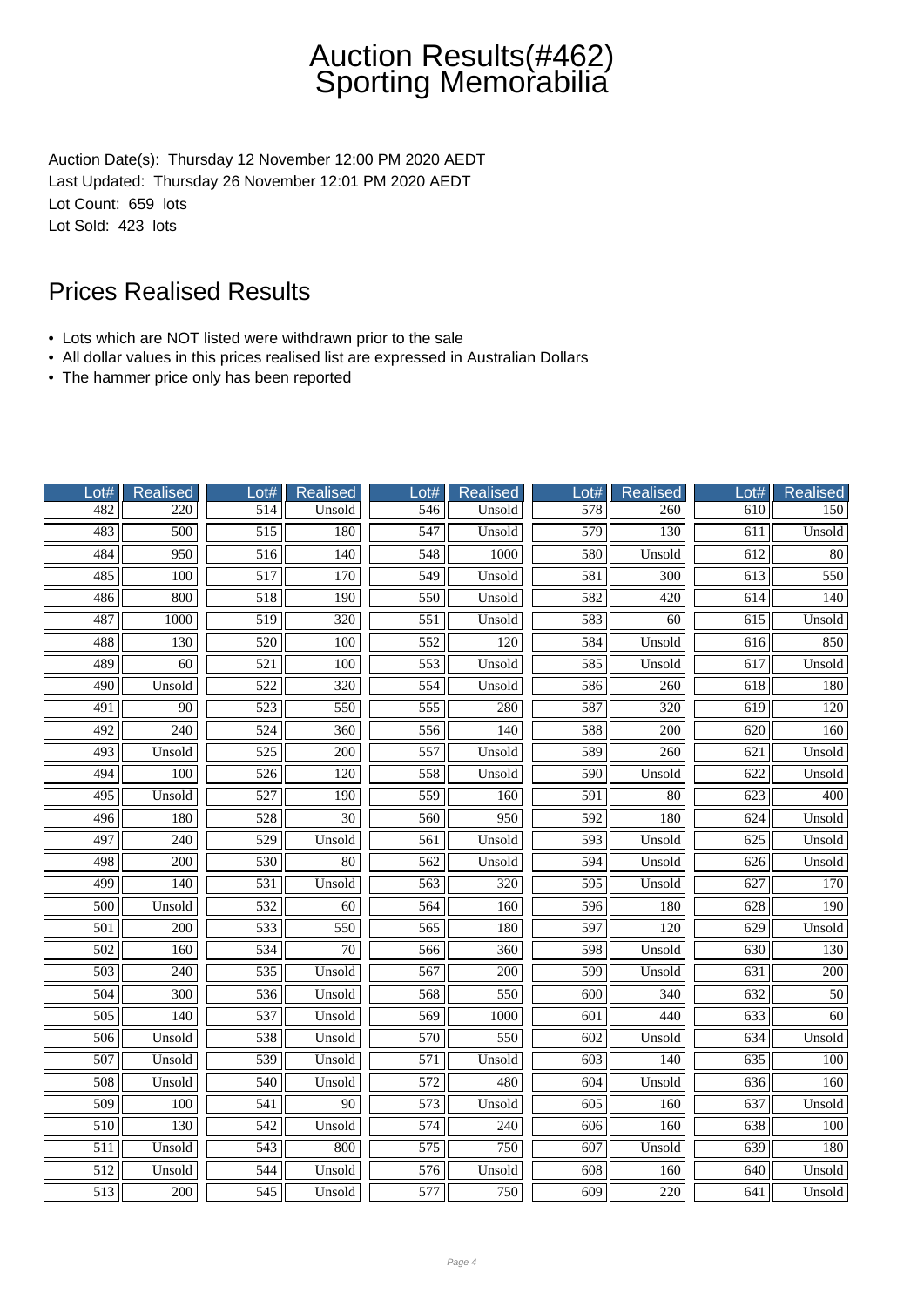# Auction Results(#462)
# Sporting Memorabilia

Auction Date(s): Thursday 12 November 12:00 PM 2020 AEDT
Last Updated: Thursday 26 November 12:01 PM 2020 AEDT
Lot Count: 659 lots
Lot Sold: 423 lots

## Prices Realised Results

- Lots which are NOT listed were withdrawn prior to the sale
- All dollar values in this prices realised list are expressed in Australian Dollars
- The hammer price only has been reported

| Lot# | Realised | Lot# | Realised | Lot# | Realised | Lot# | Realised | Lot# | Realised |
|---|---|---|---|---|---|---|---|---|---|
| 482 | 220 | 514 | Unsold | 546 | Unsold | 578 | 260 | 610 | 150 |
| 483 | 500 | 515 | 180 | 547 | Unsold | 579 | 130 | 611 | Unsold |
| 484 | 950 | 516 | 140 | 548 | 1000 | 580 | Unsold | 612 | 80 |
| 485 | 100 | 517 | 170 | 549 | Unsold | 581 | 300 | 613 | 550 |
| 486 | 800 | 518 | 190 | 550 | Unsold | 582 | 420 | 614 | 140 |
| 487 | 1000 | 519 | 320 | 551 | Unsold | 583 | 60 | 615 | Unsold |
| 488 | 130 | 520 | 100 | 552 | 120 | 584 | Unsold | 616 | 850 |
| 489 | 60 | 521 | 100 | 553 | Unsold | 585 | Unsold | 617 | Unsold |
| 490 | Unsold | 522 | 320 | 554 | Unsold | 586 | 260 | 618 | 180 |
| 491 | 90 | 523 | 550 | 555 | 280 | 587 | 320 | 619 | 120 |
| 492 | 240 | 524 | 360 | 556 | 140 | 588 | 200 | 620 | 160 |
| 493 | Unsold | 525 | 200 | 557 | Unsold | 589 | 260 | 621 | Unsold |
| 494 | 100 | 526 | 120 | 558 | Unsold | 590 | Unsold | 622 | Unsold |
| 495 | Unsold | 527 | 190 | 559 | 160 | 591 | 80 | 623 | 400 |
| 496 | 180 | 528 | 30 | 560 | 950 | 592 | 180 | 624 | Unsold |
| 497 | 240 | 529 | Unsold | 561 | Unsold | 593 | Unsold | 625 | Unsold |
| 498 | 200 | 530 | 80 | 562 | Unsold | 594 | Unsold | 626 | Unsold |
| 499 | 140 | 531 | Unsold | 563 | 320 | 595 | Unsold | 627 | 170 |
| 500 | Unsold | 532 | 60 | 564 | 160 | 596 | 180 | 628 | 190 |
| 501 | 200 | 533 | 550 | 565 | 180 | 597 | 120 | 629 | Unsold |
| 502 | 160 | 534 | 70 | 566 | 360 | 598 | Unsold | 630 | 130 |
| 503 | 240 | 535 | Unsold | 567 | 200 | 599 | Unsold | 631 | 200 |
| 504 | 300 | 536 | Unsold | 568 | 550 | 600 | 340 | 632 | 50 |
| 505 | 140 | 537 | Unsold | 569 | 1000 | 601 | 440 | 633 | 60 |
| 506 | Unsold | 538 | Unsold | 570 | 550 | 602 | Unsold | 634 | Unsold |
| 507 | Unsold | 539 | Unsold | 571 | Unsold | 603 | 140 | 635 | 100 |
| 508 | Unsold | 540 | Unsold | 572 | 480 | 604 | Unsold | 636 | 160 |
| 509 | 100 | 541 | 90 | 573 | Unsold | 605 | 160 | 637 | Unsold |
| 510 | 130 | 542 | Unsold | 574 | 240 | 606 | 160 | 638 | 100 |
| 511 | Unsold | 543 | 800 | 575 | 750 | 607 | Unsold | 639 | 180 |
| 512 | Unsold | 544 | Unsold | 576 | Unsold | 608 | 160 | 640 | Unsold |
| 513 | 200 | 545 | Unsold | 577 | 750 | 609 | 220 | 641 | Unsold |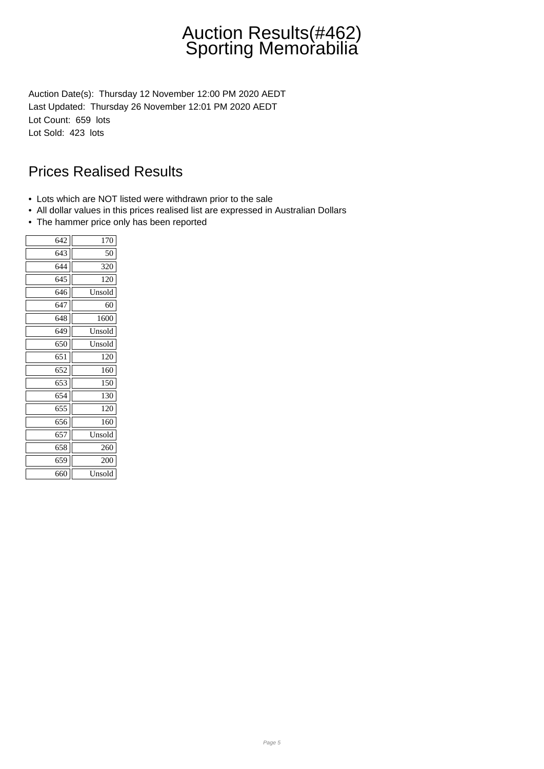# Auction Results(#462)
# Sporting Memorabilia

Auction Date(s): Thursday 12 November 12:00 PM 2020 AEDT
Last Updated: Thursday 26 November 12:01 PM 2020 AEDT
Lot Count: 659 lots
Lot Sold: 423 lots

## Prices Realised Results

- Lots which are NOT listed were withdrawn prior to the sale
- All dollar values in this prices realised list are expressed in Australian Dollars
- The hammer price only has been reported

| | |
|---|---|
| 642 | 170 |
| 643 | 50 |
| 644 | 320 |
| 645 | 120 |
| 646 | Unsold |
| 647 | 60 |
| 648 | 1600 |
| 649 | Unsold |
| 650 | Unsold |
| 651 | 120 |
| 652 | 160 |
| 653 | 150 |
| 654 | 130 |
| 655 | 120 |
| 656 | 160 |
| 657 | Unsold |
| 658 | 260 |
| 659 | 200 |
| 660 | Unsold |